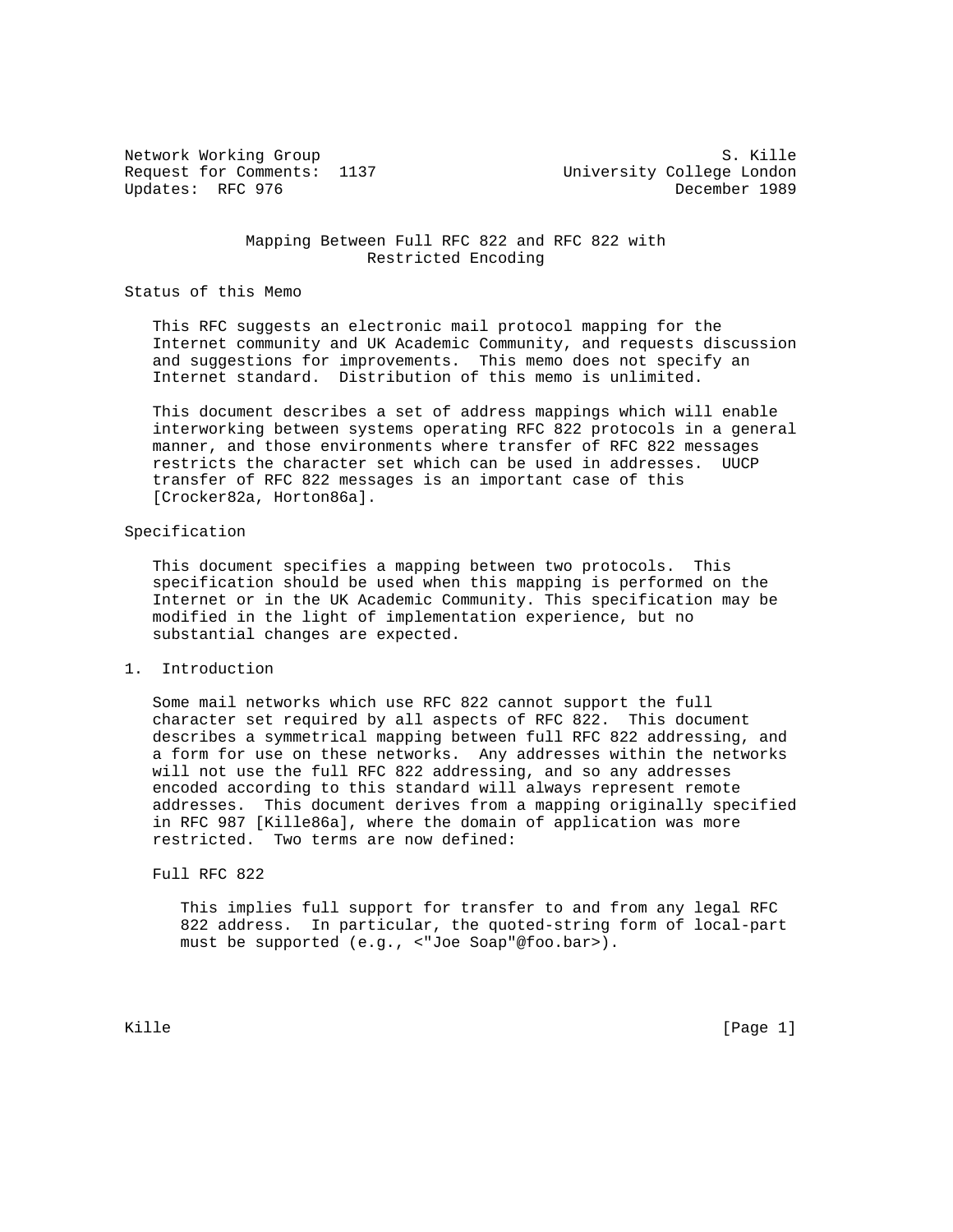Network Working Group                                           S. Kille
Request for Comments:  1137                  University College London
Updates:  RFC 976                                            December 1989

# Mapping Between Full RFC 822 and RFC 822 with Restricted Encoding

## Status of this Memo

This RFC suggests an electronic mail protocol mapping for the Internet community and UK Academic Community, and requests discussion and suggestions for improvements. This memo does not specify an Internet standard. Distribution of this memo is unlimited.

This document describes a set of address mappings which will enable interworking between systems operating RFC 822 protocols in a general manner, and those environments where transfer of RFC 822 messages restricts the character set which can be used in addresses. UUCP transfer of RFC 822 messages is an important case of this [Crocker82a, Horton86a].

## Specification

This document specifies a mapping between two protocols. This specification should be used when this mapping is performed on the Internet or in the UK Academic Community. This specification may be modified in the light of implementation experience, but no substantial changes are expected.

## 1. Introduction

Some mail networks which use RFC 822 cannot support the full character set required by all aspects of RFC 822. This document describes a symmetrical mapping between full RFC 822 addressing, and a form for use on these networks. Any addresses within the networks will not use the full RFC 822 addressing, and so any addresses encoded according to this standard will always represent remote addresses. This document derives from a mapping originally specified in RFC 987 [Kille86a], where the domain of application was more restricted. Two terms are now defined:

Full RFC 822

This implies full support for transfer to and from any legal RFC 822 address. In particular, the quoted-string form of local-part must be supported (e.g., <"Joe Soap"@foo.bar>).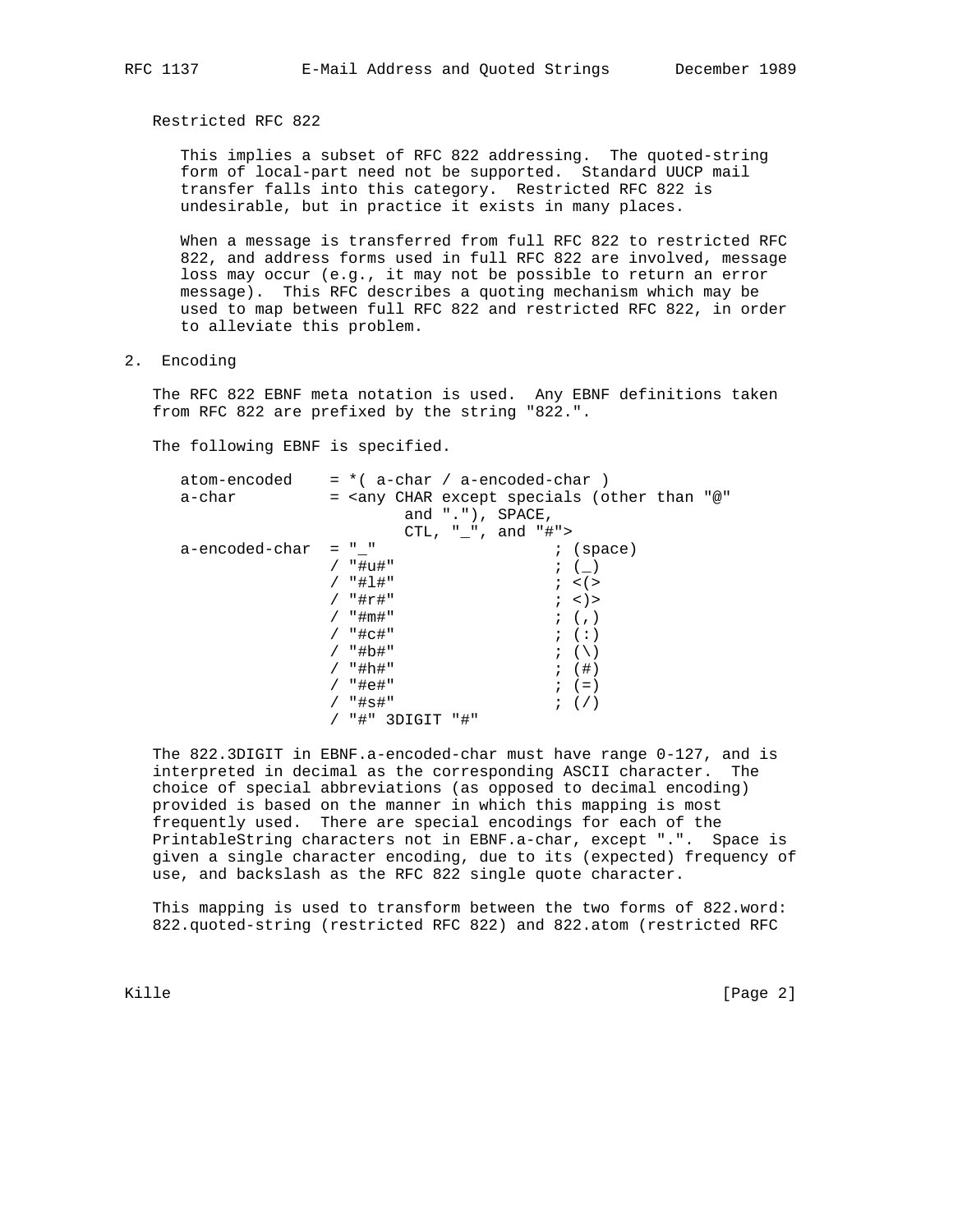Restricted RFC 822

This implies a subset of RFC 822 addressing. The quoted-string form of local-part need not be supported. Standard UUCP mail transfer falls into this category. Restricted RFC 822 is undesirable, but in practice it exists in many places.

When a message is transferred from full RFC 822 to restricted RFC 822, and address forms used in full RFC 822 are involved, message loss may occur (e.g., it may not be possible to return an error message). This RFC describes a quoting mechanism which may be used to map between full RFC 822 and restricted RFC 822, in order to alleviate this problem.

## 2. Encoding

The RFC 822 EBNF meta notation is used. Any EBNF definitions taken from RFC 822 are prefixed by the string "822.".

The following EBNF is specified.

```
atom-encoded    = *( a-char / a-encoded-char )
a-char          = <any CHAR except specials (other than "@"
                        and "."), SPACE,
                        CTL, "_", and "#">
a-encoded-char  = "_"                   ; (space)
                / "#u#"                 ; (_)
                / "#l#"                 ; <(>
                / "#r#"                 ; <)>
                / "#m#"                 ; (,)
                / "#c#"                 ; (:)
                / "#b#"                 ; (\)
                / "#h#"                 ; (#)
                / "#e#"                 ; (=)
                / "#s#"                 ; (/)
                / "#" 3DIGIT "#"
```

The 822.3DIGIT in EBNF.a-encoded-char must have range 0-127, and is interpreted in decimal as the corresponding ASCII character. The choice of special abbreviations (as opposed to decimal encoding) provided is based on the manner in which this mapping is most frequently used. There are special encodings for each of the PrintableString characters not in EBNF.a-char, except ".". Space is given a single character encoding, due to its (expected) frequency of use, and backslash as the RFC 822 single quote character.

This mapping is used to transform between the two forms of 822.word: 822.quoted-string (restricted RFC 822) and 822.atom (restricted RFC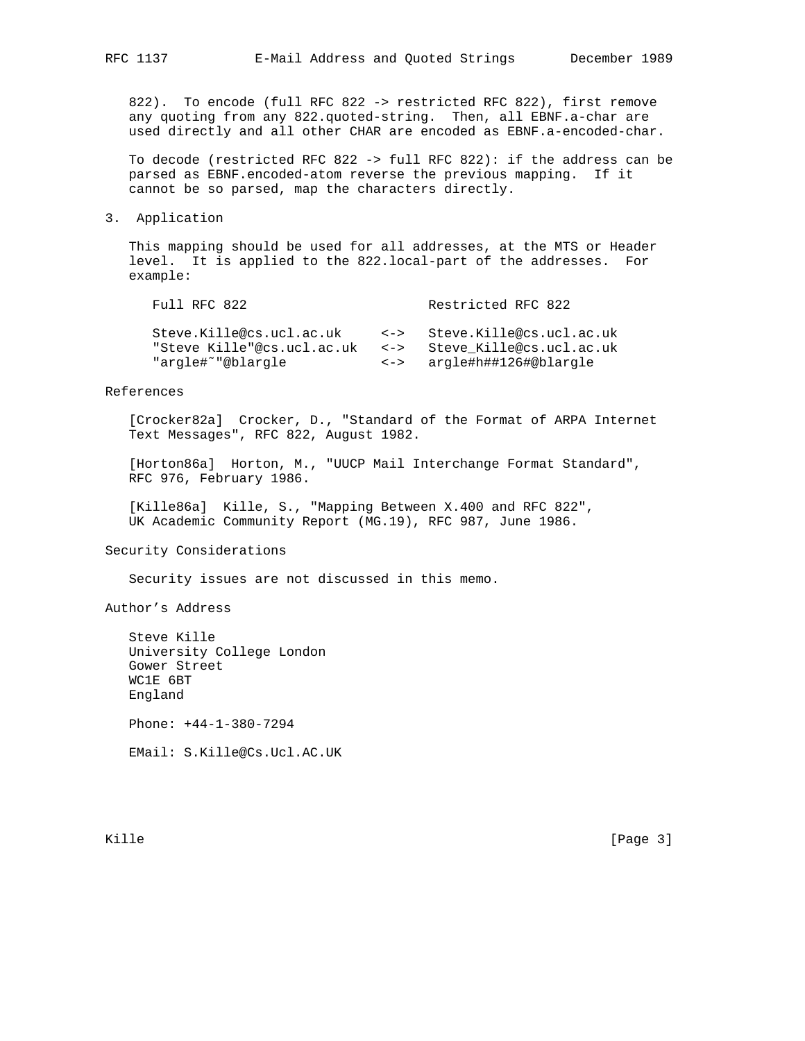822). To encode (full RFC 822 -> restricted RFC 822), first remove any quoting from any 822.quoted-string. Then, all EBNF.a-char are used directly and all other CHAR are encoded as EBNF.a-encoded-char.

To decode (restricted RFC 822 -> full RFC 822): if the address can be parsed as EBNF.encoded-atom reverse the previous mapping. If it cannot be so parsed, map the characters directly.

## 3. Application

This mapping should be used for all addresses, at the MTS or Header level. It is applied to the 822.local-part of the addresses. For example:

```
Full RFC 822                          Restricted RFC 822

Steve.Kille@cs.ucl.ac.uk      <->    Steve.Kille@cs.ucl.ac.uk
"Steve Kille"@cs.ucl.ac.uk    <->    Steve_Kille@cs.ucl.ac.uk
"argle#~"@blargle             <->    argle#h##126#@blargle
```

## References

[Crocker82a] Crocker, D., "Standard of the Format of ARPA Internet Text Messages", RFC 822, August 1982.

[Horton86a] Horton, M., "UUCP Mail Interchange Format Standard", RFC 976, February 1986.

[Kille86a] Kille, S., "Mapping Between X.400 and RFC 822", UK Academic Community Report (MG.19), RFC 987, June 1986.

## Security Considerations

Security issues are not discussed in this memo.

## Author's Address

Steve Kille
University College London
Gower Street
WC1E 6BT
England

Phone: +44-1-380-7294

EMail: S.Kille@Cs.Ucl.AC.UK